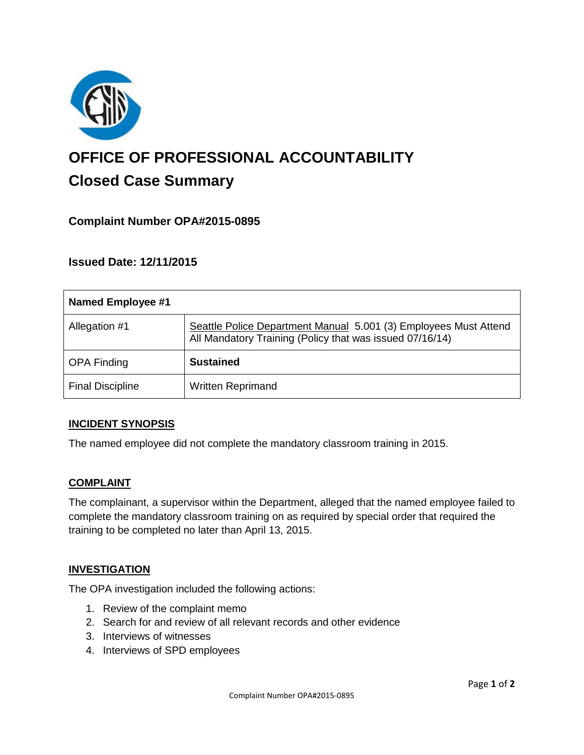# OFFICE OF PROFESSIONAL ACCOUNTABILITY

## Closed Case Summary

### Complaint Number OPA#2015-0895

### Issued Date: 12/11/2015

| Named Employee #1 | |
|---|---|
| Allegation #1 | Seattle Police Department Manual 5.001 (3) Employees Must Attend All Mandatory Training (Policy that was issued 07/16/14) |
| OPA Finding | **Sustained** |
| Final Discipline | Written Reprimand |

## INCIDENT SYNOPSIS

The named employee did not complete the mandatory classroom training in 2015.

## COMPLAINT

The complainant, a supervisor within the Department, alleged that the named employee failed to complete the mandatory classroom training on as required by special order that required the training to be completed no later than April 13, 2015.

## INVESTIGATION

The OPA investigation included the following actions:

1. Review of the complaint memo
2. Search for and review of all relevant records and other evidence
3. Interviews of witnesses
4. Interviews of SPD employees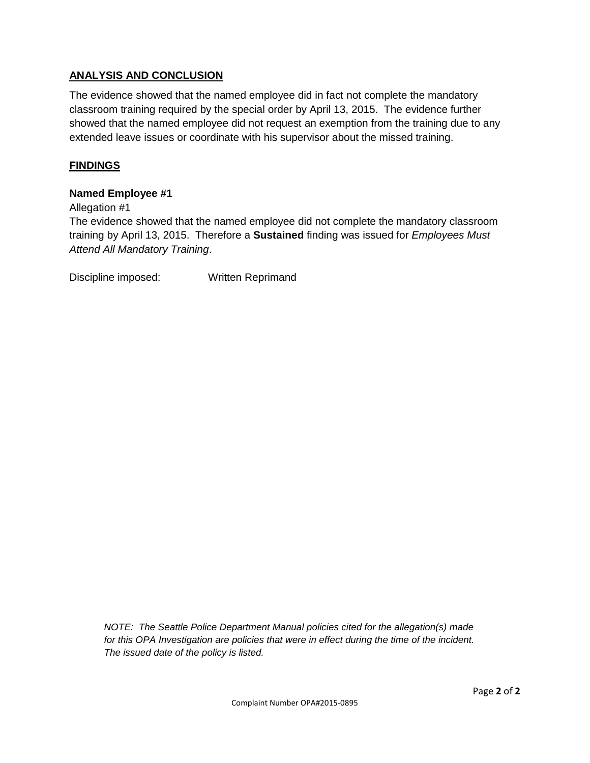## ANALYSIS AND CONCLUSION

The evidence showed that the named employee did in fact not complete the mandatory classroom training required by the special order by April 13, 2015. The evidence further showed that the named employee did not request an exemption from the training due to any extended leave issues or coordinate with his supervisor about the missed training.

## FINDINGS

**Named Employee #1**

Allegation #1

The evidence showed that the named employee did not complete the mandatory classroom training by April 13, 2015. Therefore a **Sustained** finding was issued for *Employees Must Attend All Mandatory Training*.

Discipline imposed: Written Reprimand

*NOTE: The Seattle Police Department Manual policies cited for the allegation(s) made for this OPA Investigation are policies that were in effect during the time of the incident. The issued date of the policy is listed.*

Complaint Number OPA#2015-0895